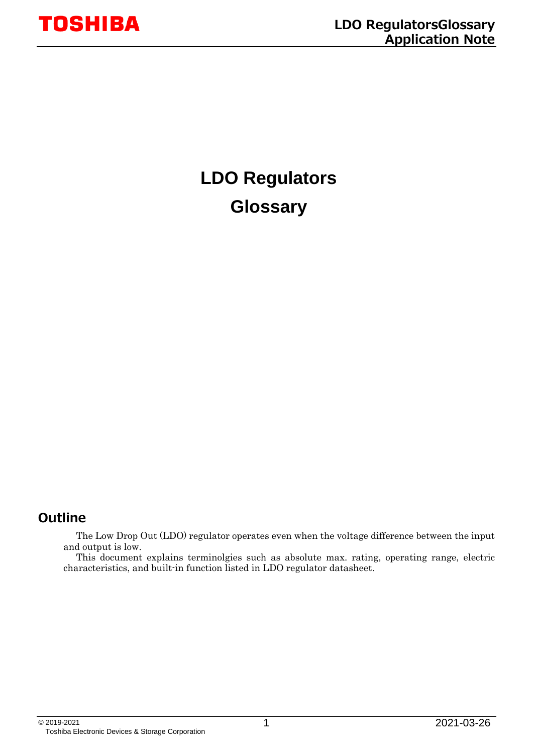# LDO Regulators

# Glossary

## Outline

The Low Drop Out (LDO) regulator operates even when the voltage difference between the input and output is low.

This document explains terminolgies such as absolute max. rating, operating range, electric characteristics, and built-in function listed in LDO regulator datasheet.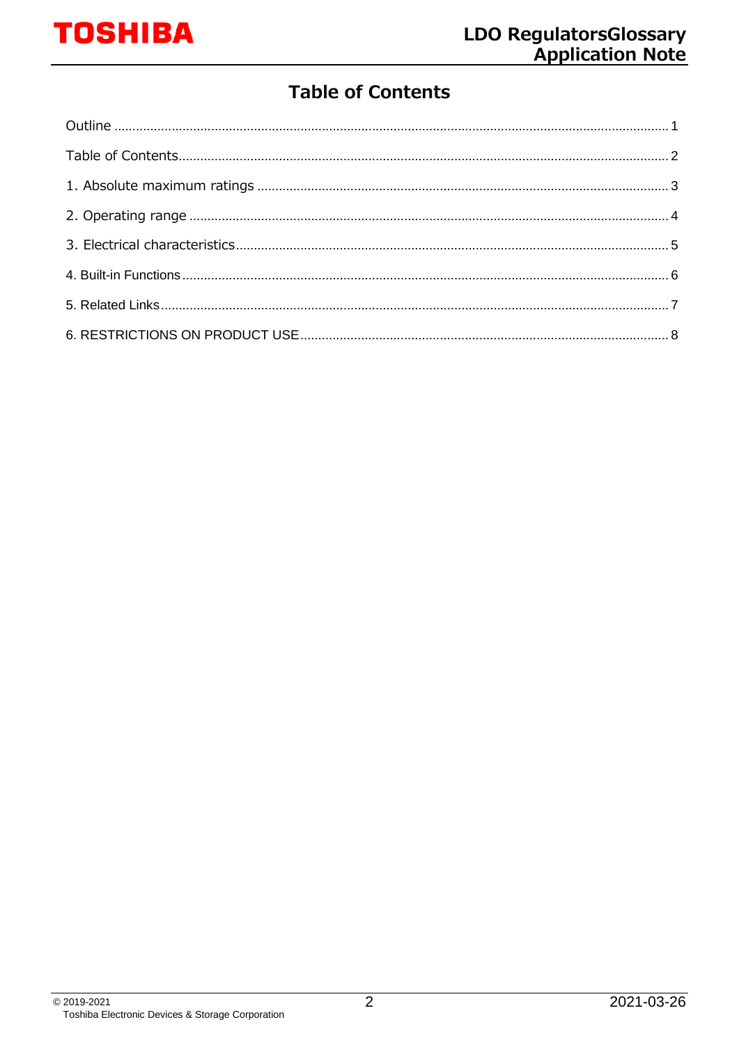# Table of Contents

Outline ........................................................................................................................................ 1

Table of Contents....................................................................................................................... 2

1. Absolute maximum ratings ................................................................................................ 3

2. Operating range .................................................................................................................... 4

3. Electrical characteristics ....................................................................................................... 5

4. Built-in Functions ..................................................................................................................... 6

5. Related Links ........................................................................................................................... 7

6. RESTRICTIONS ON PRODUCT USE ..................................................................................... 8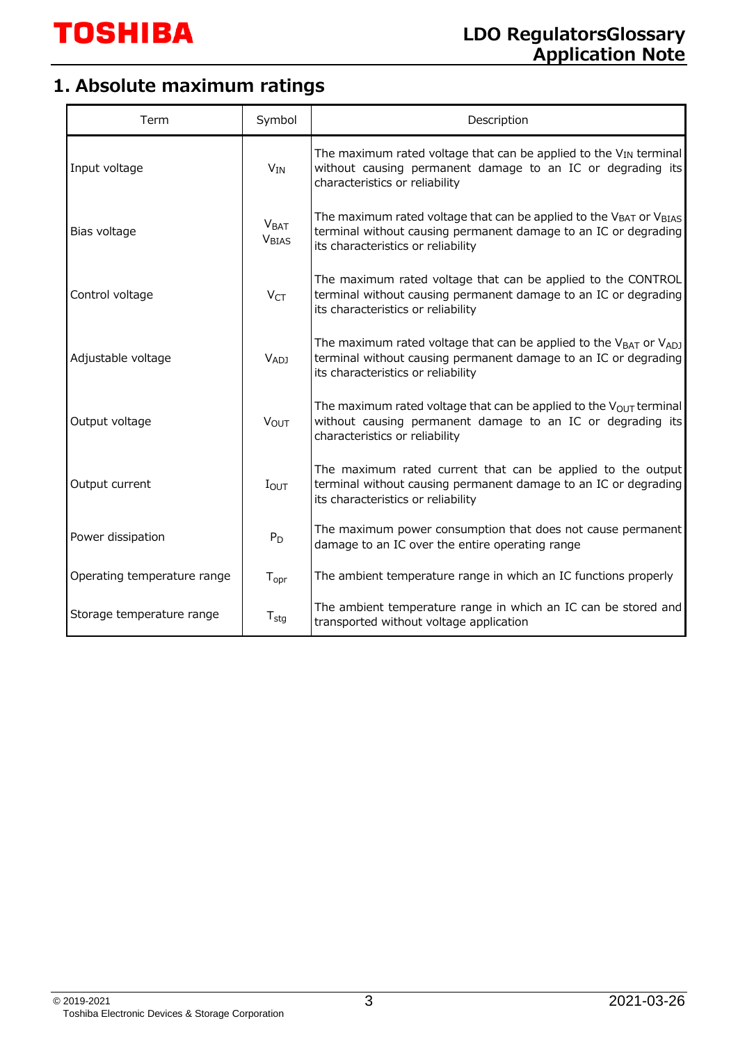## 1. Absolute maximum ratings

| Term | Symbol | Description |
|---|---|---|
| Input voltage | $V_{IN}$ | The maximum rated voltage that can be applied to the $V_{IN}$ terminal without causing permanent damage to an IC or degrading its characteristics or reliability |
| Bias voltage | $V_{BAT}$ $V_{BIAS}$ | The maximum rated voltage that can be applied to the $V_{BAT}$ or $V_{BIAS}$ terminal without causing permanent damage to an IC or degrading its characteristics or reliability |
| Control voltage | $V_{CT}$ | The maximum rated voltage that can be applied to the CONTROL terminal without causing permanent damage to an IC or degrading its characteristics or reliability |
| Adjustable voltage | $V_{ADJ}$ | The maximum rated voltage that can be applied to the $V_{BAT}$ or $V_{ADJ}$ terminal without causing permanent damage to an IC or degrading its characteristics or reliability |
| Output voltage | $V_{OUT}$ | The maximum rated voltage that can be applied to the $V_{OUT}$ terminal without causing permanent damage to an IC or degrading its characteristics or reliability |
| Output current | $I_{OUT}$ | The maximum rated current that can be applied to the output terminal without causing permanent damage to an IC or degrading its characteristics or reliability |
| Power dissipation | $P_D$ | The maximum power consumption that does not cause permanent damage to an IC over the entire operating range |
| Operating temperature range | $T_{opr}$ | The ambient temperature range in which an IC functions properly |
| Storage temperature range | $T_{stg}$ | The ambient temperature range in which an IC can be stored and transported without voltage application |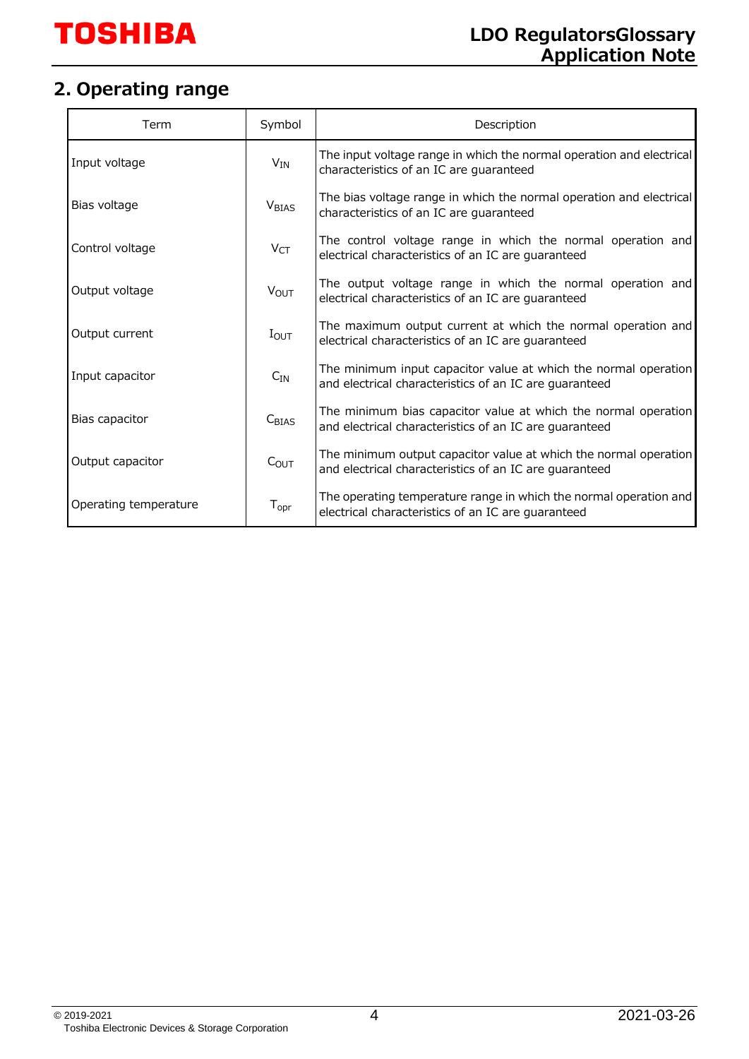## 2. Operating range

| Term | Symbol | Description |
|---|---|---|
| Input voltage | $V_{IN}$ | The input voltage range in which the normal operation and electrical characteristics of an IC are guaranteed |
| Bias voltage | $V_{BIAS}$ | The bias voltage range in which the normal operation and electrical characteristics of an IC are guaranteed |
| Control voltage | $V_{CT}$ | The control voltage range in which the normal operation and electrical characteristics of an IC are guaranteed |
| Output voltage | $V_{OUT}$ | The output voltage range in which the normal operation and electrical characteristics of an IC are guaranteed |
| Output current | $I_{OUT}$ | The maximum output current at which the normal operation and electrical characteristics of an IC are guaranteed |
| Input capacitor | $C_{IN}$ | The minimum input capacitor value at which the normal operation and electrical characteristics of an IC are guaranteed |
| Bias capacitor | $C_{BIAS}$ | The minimum bias capacitor value at which the normal operation and electrical characteristics of an IC are guaranteed |
| Output capacitor | $C_{OUT}$ | The minimum output capacitor value at which the normal operation and electrical characteristics of an IC are guaranteed |
| Operating temperature | $T_{opr}$ | The operating temperature range in which the normal operation and electrical characteristics of an IC are guaranteed |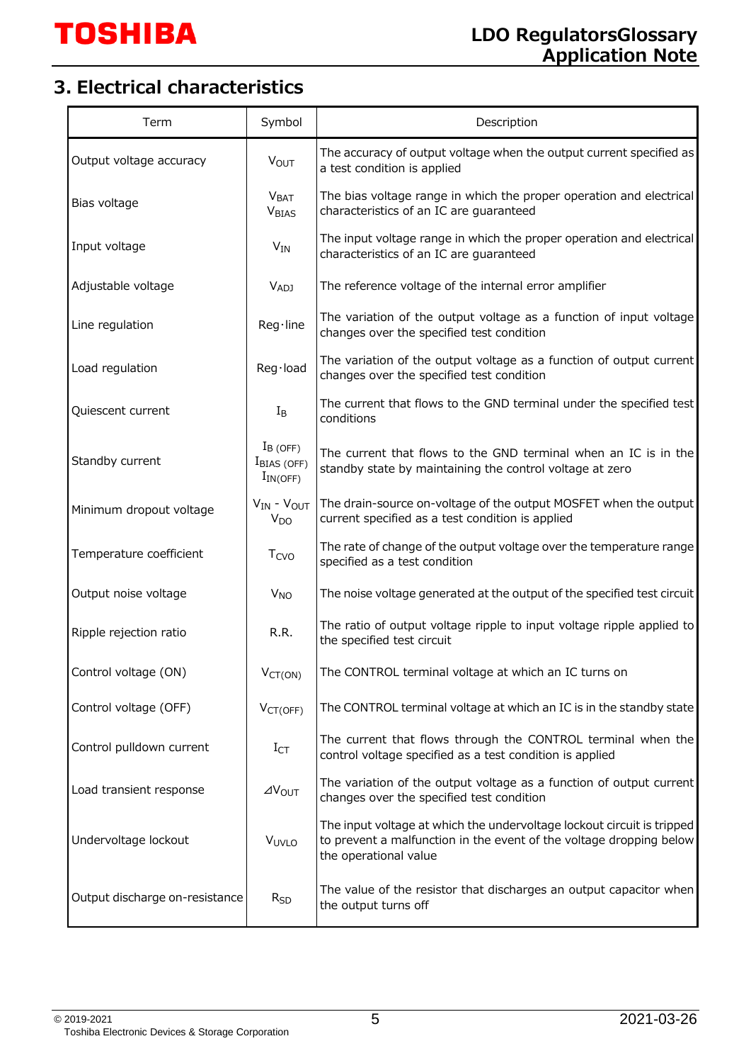## 3. Electrical characteristics

| Term | Symbol | Description |
|---|---|---|
| Output voltage accuracy | $V_{OUT}$ | The accuracy of output voltage when the output current specified as a test condition is applied |
| Bias voltage | $V_{BAT}$ $V_{BIAS}$ | The bias voltage range in which the proper operation and electrical characteristics of an IC are guaranteed |
| Input voltage | $V_{IN}$ | The input voltage range in which the proper operation and electrical characteristics of an IC are guaranteed |
| Adjustable voltage | $V_{ADJ}$ | The reference voltage of the internal error amplifier |
| Line regulation | Reg·line | The variation of the output voltage as a function of input voltage changes over the specified test condition |
| Load regulation | Reg·load | The variation of the output voltage as a function of output current changes over the specified test condition |
| Quiescent current | $I_B$ | The current that flows to the GND terminal under the specified test conditions |
| Standby current | $I_{B\ (OFF)}$ $I_{BIAS\ (OFF)}$ $I_{IN(OFF)}$ | The current that flows to the GND terminal when an IC is in the standby state by maintaining the control voltage at zero |
| Minimum dropout voltage | $V_{IN}$ - $V_{OUT}$ $V_{DO}$ | The drain-source on-voltage of the output MOSFET when the output current specified as a test condition is applied |
| Temperature coefficient | $T_{CVO}$ | The rate of change of the output voltage over the temperature range specified as a test condition |
| Output noise voltage | $V_{NO}$ | The noise voltage generated at the output of the specified test circuit |
| Ripple rejection ratio | R.R. | The ratio of output voltage ripple to input voltage ripple applied to the specified test circuit |
| Control voltage (ON) | $V_{CT(ON)}$ | The CONTROL terminal voltage at which an IC turns on |
| Control voltage (OFF) | $V_{CT(OFF)}$ | The CONTROL terminal voltage at which an IC is in the standby state |
| Control pulldown current | $I_{CT}$ | The current that flows through the CONTROL terminal when the control voltage specified as a test condition is applied |
| Load transient response | $\Delta V_{OUT}$ | The variation of the output voltage as a function of output current changes over the specified test condition |
| Undervoltage lockout | $V_{UVLO}$ | The input voltage at which the undervoltage lockout circuit is tripped to prevent a malfunction in the event of the voltage dropping below the operational value |
| Output discharge on-resistance | $R_{SD}$ | The value of the resistor that discharges an output capacitor when the output turns off |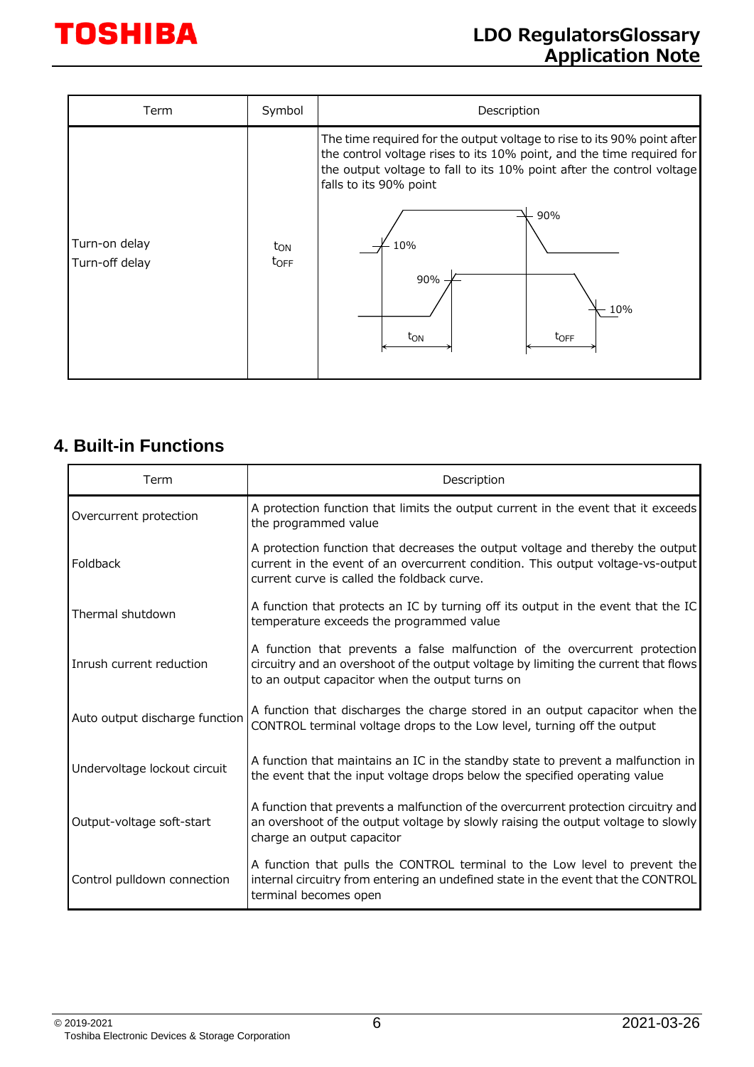| Term | Symbol | Description |
|---|---|---|
| Turn-on delay<br>Turn-off delay | $t_{ON}$<br>$t_{OFF}$ | The time required for the output voltage to rise to its 90% point after the control voltage rises to its 10% point, and the time required for the output voltage to fall to its 10% point after the control voltage falls to its 90% point |

## 4. Built-in Functions

| Term | Description |
|---|---|
| Overcurrent protection | A protection function that limits the output current in the event that it exceeds the programmed value |
| Foldback | A protection function that decreases the output voltage and thereby the output current in the event of an overcurrent condition. This output voltage-vs-output current curve is called the foldback curve. |
| Thermal shutdown | A function that protects an IC by turning off its output in the event that the IC temperature exceeds the programmed value |
| Inrush current reduction | A function that prevents a false malfunction of the overcurrent protection circuitry and an overshoot of the output voltage by limiting the current that flows to an output capacitor when the output turns on |
| Auto output discharge function | A function that discharges the charge stored in an output capacitor when the CONTROL terminal voltage drops to the Low level, turning off the output |
| Undervoltage lockout circuit | A function that maintains an IC in the standby state to prevent a malfunction in the event that the input voltage drops below the specified operating value |
| Output-voltage soft-start | A function that prevents a malfunction of the overcurrent protection circuitry and an overshoot of the output voltage by slowly raising the output voltage to slowly charge an output capacitor |
| Control pulldown connection | A function that pulls the CONTROL terminal to the Low level to prevent the internal circuitry from entering an undefined state in the event that the CONTROL terminal becomes open |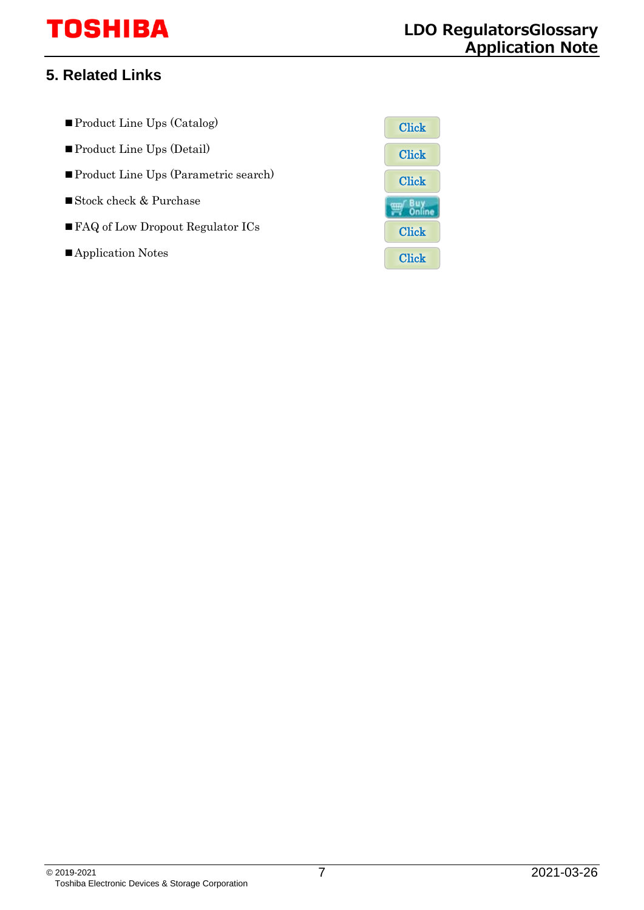## 5. Related Links

- ■Product Line Ups (Catalog) Click
- ■Product Line Ups (Detail) Click
- ■Product Line Ups (Parametric search) Click
- ■Stock check & Purchase Buy Online
- ■FAQ of Low Dropout Regulator ICs Click
- ■Application Notes Click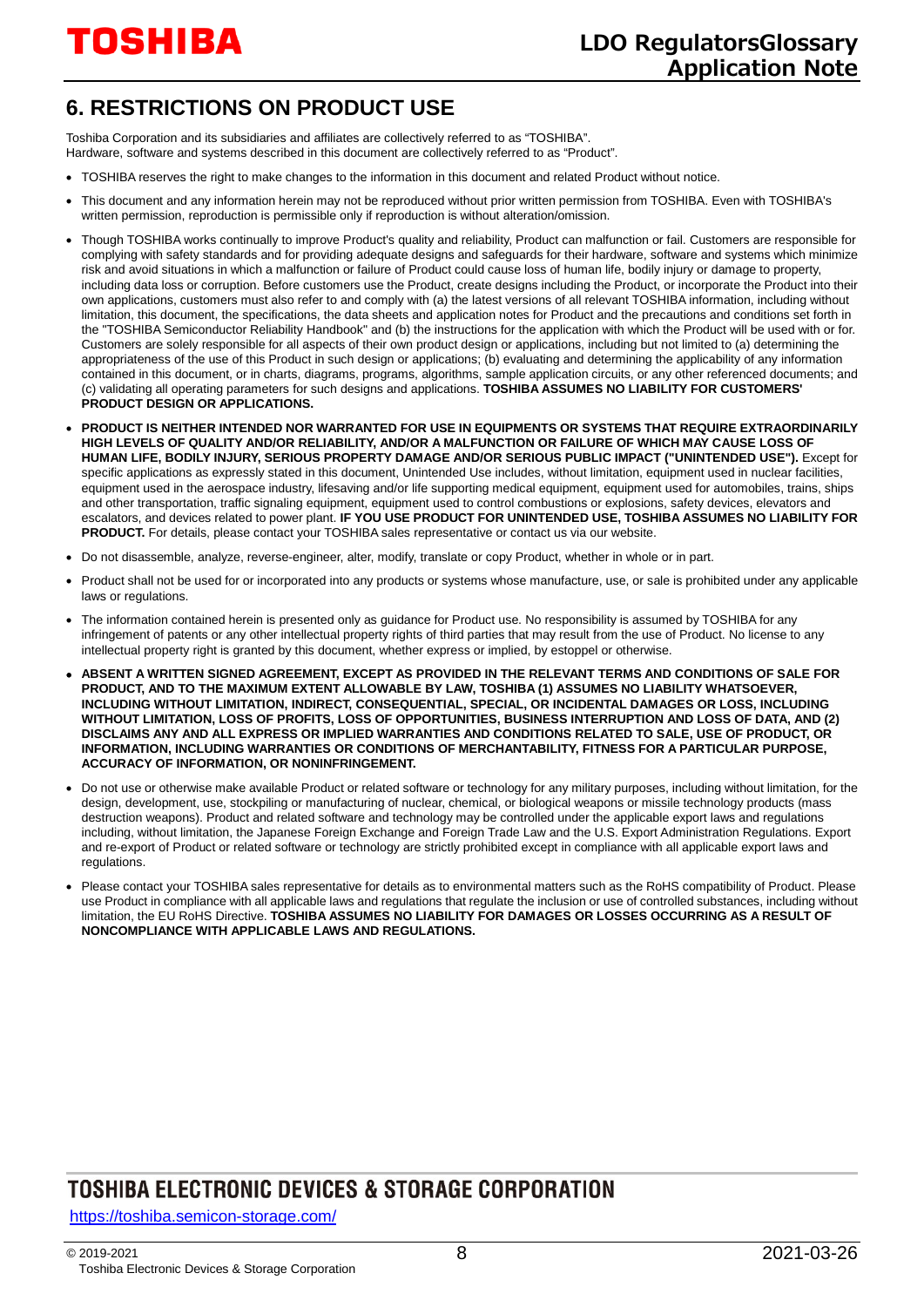## 6. RESTRICTIONS ON PRODUCT USE

Toshiba Corporation and its subsidiaries and affiliates are collectively referred to as "TOSHIBA".
Hardware, software and systems described in this document are collectively referred to as "Product".

- TOSHIBA reserves the right to make changes to the information in this document and related Product without notice.
- This document and any information herein may not be reproduced without prior written permission from TOSHIBA. Even with TOSHIBA's written permission, reproduction is permissible only if reproduction is without alteration/omission.
- Though TOSHIBA works continually to improve Product's quality and reliability, Product can malfunction or fail. Customers are responsible for complying with safety standards and for providing adequate designs and safeguards for their hardware, software and systems which minimize risk and avoid situations in which a malfunction or failure of Product could cause loss of human life, bodily injury or damage to property, including data loss or corruption. Before customers use the Product, create designs including the Product, or incorporate the Product into their own applications, customers must also refer to and comply with (a) the latest versions of all relevant TOSHIBA information, including without limitation, this document, the specifications, the data sheets and application notes for Product and the precautions and conditions set forth in the "TOSHIBA Semiconductor Reliability Handbook" and (b) the instructions for the application with which the Product will be used with or for. Customers are solely responsible for all aspects of their own product design or applications, including but not limited to (a) determining the appropriateness of the use of this Product in such design or applications; (b) evaluating and determining the applicability of any information contained in this document, or in charts, diagrams, programs, algorithms, sample application circuits, or any other referenced documents; and (c) validating all operating parameters for such designs and applications. **TOSHIBA ASSUMES NO LIABILITY FOR CUSTOMERS' PRODUCT DESIGN OR APPLICATIONS.**
- **PRODUCT IS NEITHER INTENDED NOR WARRANTED FOR USE IN EQUIPMENTS OR SYSTEMS THAT REQUIRE EXTRAORDINARILY HIGH LEVELS OF QUALITY AND/OR RELIABILITY, AND/OR A MALFUNCTION OR FAILURE OF WHICH MAY CAUSE LOSS OF HUMAN LIFE, BODILY INJURY, SERIOUS PROPERTY DAMAGE AND/OR SERIOUS PUBLIC IMPACT ("UNINTENDED USE").** Except for specific applications as expressly stated in this document, Unintended Use includes, without limitation, equipment used in nuclear facilities, equipment used in the aerospace industry, lifesaving and/or life supporting medical equipment, equipment used for automobiles, trains, ships and other transportation, traffic signaling equipment, equipment used to control combustions or explosions, safety devices, elevators and escalators, and devices related to power plant. **IF YOU USE PRODUCT FOR UNINTENDED USE, TOSHIBA ASSUMES NO LIABILITY FOR PRODUCT.** For details, please contact your TOSHIBA sales representative or contact us via our website.
- Do not disassemble, analyze, reverse-engineer, alter, modify, translate or copy Product, whether in whole or in part.
- Product shall not be used for or incorporated into any products or systems whose manufacture, use, or sale is prohibited under any applicable laws or regulations.
- The information contained herein is presented only as guidance for Product use. No responsibility is assumed by TOSHIBA for any infringement of patents or any other intellectual property rights of third parties that may result from the use of Product. No license to any intellectual property right is granted by this document, whether express or implied, by estoppel or otherwise.
- **ABSENT A WRITTEN SIGNED AGREEMENT, EXCEPT AS PROVIDED IN THE RELEVANT TERMS AND CONDITIONS OF SALE FOR PRODUCT, AND TO THE MAXIMUM EXTENT ALLOWABLE BY LAW, TOSHIBA (1) ASSUMES NO LIABILITY WHATSOEVER, INCLUDING WITHOUT LIMITATION, INDIRECT, CONSEQUENTIAL, SPECIAL, OR INCIDENTAL DAMAGES OR LOSS, INCLUDING WITHOUT LIMITATION, LOSS OF PROFITS, LOSS OF OPPORTUNITIES, BUSINESS INTERRUPTION AND LOSS OF DATA, AND (2) DISCLAIMS ANY AND ALL EXPRESS OR IMPLIED WARRANTIES AND CONDITIONS RELATED TO SALE, USE OF PRODUCT, OR INFORMATION, INCLUDING WARRANTIES OR CONDITIONS OF MERCHANTABILITY, FITNESS FOR A PARTICULAR PURPOSE, ACCURACY OF INFORMATION, OR NONINFRINGEMENT.**
- Do not use or otherwise make available Product or related software or technology for any military purposes, including without limitation, for the design, development, use, stockpiling or manufacturing of nuclear, chemical, or biological weapons or missile technology products (mass destruction weapons). Product and related software and technology may be controlled under the applicable export laws and regulations including, without limitation, the Japanese Foreign Exchange and Foreign Trade Law and the U.S. Export Administration Regulations. Export and re-export of Product or related software or technology are strictly prohibited except in compliance with all applicable export laws and regulations.
- Please contact your TOSHIBA sales representative for details as to environmental matters such as the RoHS compatibility of Product. Please use Product in compliance with all applicable laws and regulations that regulate the inclusion or use of controlled substances, including without limitation, the EU RoHS Directive. **TOSHIBA ASSUMES NO LIABILITY FOR DAMAGES OR LOSSES OCCURRING AS A RESULT OF NONCOMPLIANCE WITH APPLICABLE LAWS AND REGULATIONS.**

**TOSHIBA ELECTRONIC DEVICES & STORAGE CORPORATION**

https://toshiba.semicon-storage.com/